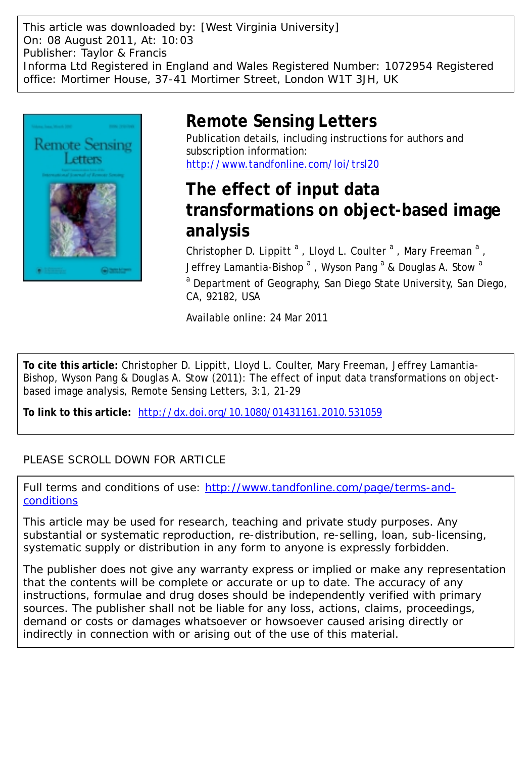This article was downloaded by: [West Virginia University]
On: 08 August 2011, At: 10:03
Publisher: Taylor & Francis
Informa Ltd Registered in England and Wales Registered Number: 1072954 Registered office: Mortimer House, 37-41 Mortimer Street, London W1T 3JH, UK

# Remote Sensing Letters

Publication details, including instructions for authors and subscription information:
http://www.tandfonline.com/loi/trsl20

# The effect of input data transformations on object-based image analysis

Christopher D. Lippitt [a], Lloyd L. Coulter [a], Mary Freeman [a], Jeffrey Lamantia-Bishop [a], Wyson Pang [a] & Douglas A. Stow [a]

[a] Department of Geography, San Diego State University, San Diego, CA, 92182, USA

Available online: 24 Mar 2011

**To cite this article:** Christopher D. Lippitt, Lloyd L. Coulter, Mary Freeman, Jeffrey Lamantia-Bishop, Wyson Pang & Douglas A. Stow (2011): The effect of input data transformations on object-based image analysis, Remote Sensing Letters, 3:1, 21-29

**To link to this article:** http://dx.doi.org/10.1080/01431161.2010.531059

PLEASE SCROLL DOWN FOR ARTICLE

Full terms and conditions of use: http://www.tandfonline.com/page/terms-and-conditions

This article may be used for research, teaching and private study purposes. Any substantial or systematic reproduction, re-distribution, re-selling, loan, sub-licensing, systematic supply or distribution in any form to anyone is expressly forbidden.

The publisher does not give any warranty express or implied or make any representation that the contents will be complete or accurate or up to date. The accuracy of any instructions, formulae and drug doses should be independently verified with primary sources. The publisher shall not be liable for any loss, actions, claims, proceedings, demand or costs or damages whatsoever or howsoever caused arising directly or indirectly in connection with or arising out of the use of this material.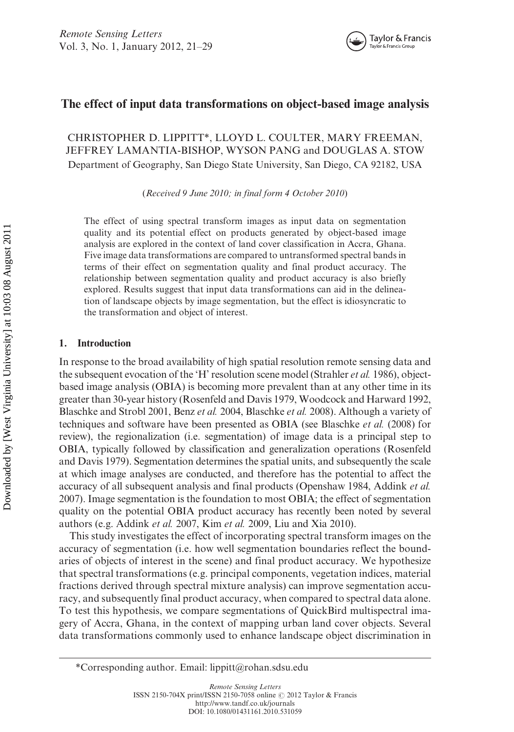# The effect of input data transformations on object-based image analysis

CHRISTOPHER D. LIPPITT*, LLOYD L. COULTER, MARY FREEMAN, JEFFREY LAMANTIA-BISHOP, WYSON PANG and DOUGLAS A. STOW

Department of Geography, San Diego State University, San Diego, CA 92182, USA

(*Received 9 June 2010; in final form 4 October 2010*)

The effect of using spectral transform images as input data on segmentation quality and its potential effect on products generated by object-based image analysis are explored in the context of land cover classification in Accra, Ghana. Five image data transformations are compared to untransformed spectral bands in terms of their effect on segmentation quality and final product accuracy. The relationship between segmentation quality and product accuracy is also briefly explored. Results suggest that input data transformations can aid in the delineation of landscape objects by image segmentation, but the effect is idiosyncratic to the transformation and object of interest.

## 1. Introduction

In response to the broad availability of high spatial resolution remote sensing data and the subsequent evocation of the 'H' resolution scene model (Strahler *et al.* 1986), object-based image analysis (OBIA) is becoming more prevalent than at any other time in its greater than 30-year history (Rosenfeld and Davis 1979, Woodcock and Harward 1992, Blaschke and Strobl 2001, Benz *et al.* 2004, Blaschke *et al.* 2008). Although a variety of techniques and software have been presented as OBIA (see Blaschke *et al.* (2008) for review), the regionalization (i.e. segmentation) of image data is a principal step to OBIA, typically followed by classification and generalization operations (Rosenfeld and Davis 1979). Segmentation determines the spatial units, and subsequently the scale at which image analyses are conducted, and therefore has the potential to affect the accuracy of all subsequent analysis and final products (Openshaw 1984, Addink *et al.* 2007). Image segmentation is the foundation to most OBIA; the effect of segmentation quality on the potential OBIA product accuracy has recently been noted by several authors (e.g. Addink *et al.* 2007, Kim *et al.* 2009, Liu and Xia 2010).

This study investigates the effect of incorporating spectral transform images on the accuracy of segmentation (i.e. how well segmentation boundaries reflect the boundaries of objects of interest in the scene) and final product accuracy. We hypothesize that spectral transformations (e.g. principal components, vegetation indices, material fractions derived through spectral mixture analysis) can improve segmentation accuracy, and subsequently final product accuracy, when compared to spectral data alone. To test this hypothesis, we compare segmentations of QuickBird multispectral imagery of Accra, Ghana, in the context of mapping urban land cover objects. Several data transformations commonly used to enhance landscape object discrimination in

*Corresponding author. Email: lippitt@rohan.sdsu.edu

ISSN 2150-704X print/ISSN 2150-7058 online © 2012 Taylor & Francis
http://www.tandf.co.uk/journals
DOI: 10.1080/01431161.2010.531059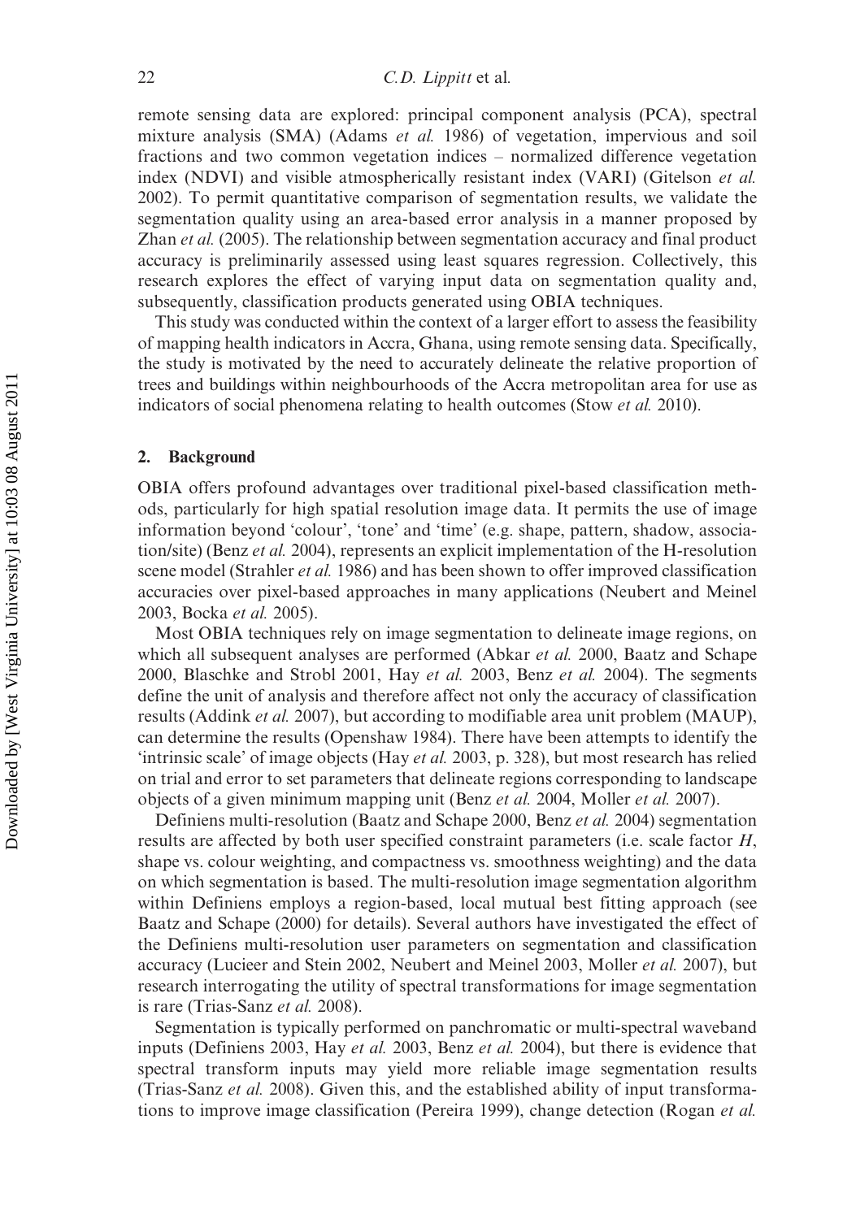remote sensing data are explored: principal component analysis (PCA), spectral mixture analysis (SMA) (Adams *et al.* 1986) of vegetation, impervious and soil fractions and two common vegetation indices – normalized difference vegetation index (NDVI) and visible atmospherically resistant index (VARI) (Gitelson *et al.* 2002). To permit quantitative comparison of segmentation results, we validate the segmentation quality using an area-based error analysis in a manner proposed by Zhan *et al.* (2005). The relationship between segmentation accuracy and final product accuracy is preliminarily assessed using least squares regression. Collectively, this research explores the effect of varying input data on segmentation quality and, subsequently, classification products generated using OBIA techniques.

This study was conducted within the context of a larger effort to assess the feasibility of mapping health indicators in Accra, Ghana, using remote sensing data. Specifically, the study is motivated by the need to accurately delineate the relative proportion of trees and buildings within neighbourhoods of the Accra metropolitan area for use as indicators of social phenomena relating to health outcomes (Stow *et al.* 2010).

## 2. Background

OBIA offers profound advantages over traditional pixel-based classification methods, particularly for high spatial resolution image data. It permits the use of image information beyond 'colour', 'tone' and 'time' (e.g. shape, pattern, shadow, association/site) (Benz *et al.* 2004), represents an explicit implementation of the H-resolution scene model (Strahler *et al.* 1986) and has been shown to offer improved classification accuracies over pixel-based approaches in many applications (Neubert and Meinel 2003, Bocka *et al.* 2005).

Most OBIA techniques rely on image segmentation to delineate image regions, on which all subsequent analyses are performed (Abkar *et al.* 2000, Baatz and Schape 2000, Blaschke and Strobl 2001, Hay *et al.* 2003, Benz *et al.* 2004). The segments define the unit of analysis and therefore affect not only the accuracy of classification results (Addink *et al.* 2007), but according to modifiable area unit problem (MAUP), can determine the results (Openshaw 1984). There have been attempts to identify the 'intrinsic scale' of image objects (Hay *et al.* 2003, p. 328), but most research has relied on trial and error to set parameters that delineate regions corresponding to landscape objects of a given minimum mapping unit (Benz *et al.* 2004, Moller *et al.* 2007).

Definiens multi-resolution (Baatz and Schape 2000, Benz *et al.* 2004) segmentation results are affected by both user specified constraint parameters (i.e. scale factor $H$, shape vs. colour weighting, and compactness vs. smoothness weighting) and the data on which segmentation is based. The multi-resolution image segmentation algorithm within Definiens employs a region-based, local mutual best fitting approach (see Baatz and Schape (2000) for details). Several authors have investigated the effect of the Definiens multi-resolution user parameters on segmentation and classification accuracy (Lucieer and Stein 2002, Neubert and Meinel 2003, Moller *et al.* 2007), but research interrogating the utility of spectral transformations for image segmentation is rare (Trias-Sanz *et al.* 2008).

Segmentation is typically performed on panchromatic or multi-spectral waveband inputs (Definiens 2003, Hay *et al.* 2003, Benz *et al.* 2004), but there is evidence that spectral transform inputs may yield more reliable image segmentation results (Trias-Sanz *et al.* 2008). Given this, and the established ability of input transformations to improve image classification (Pereira 1999), change detection (Rogan *et al.*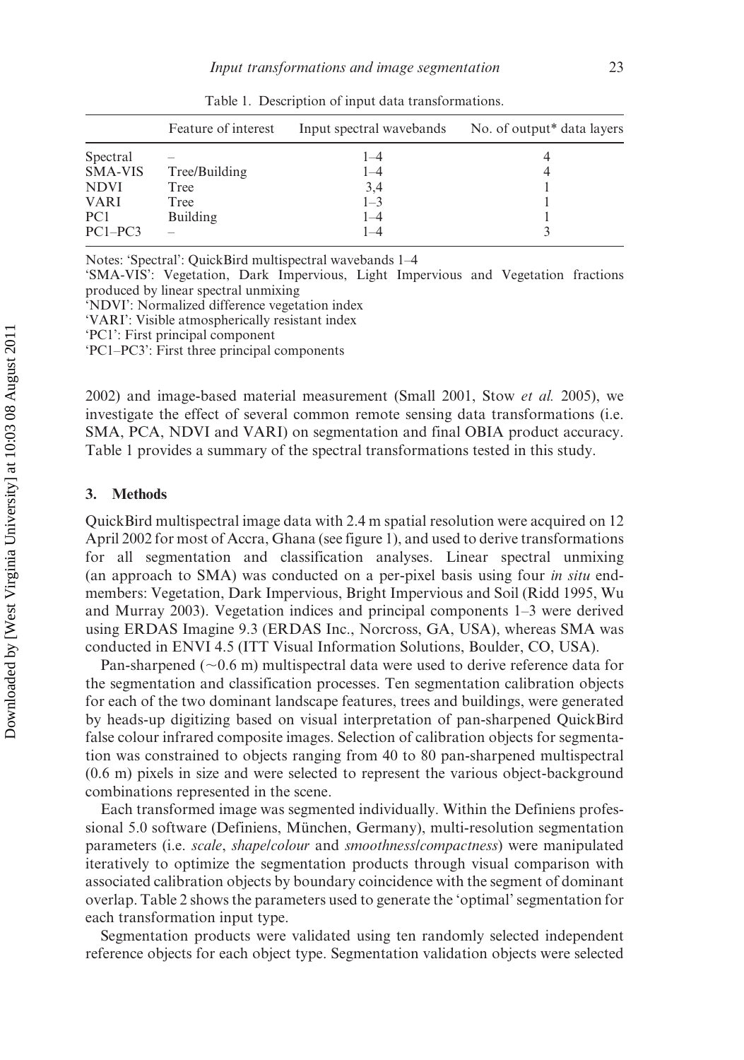Table 1. Description of input data transformations.

| | Feature of interest | Input spectral wavebands | No. of output* data layers |
|---|---|---|---|
| Spectral | – | 1–4 | 4 |
| SMA-VIS | Tree/Building | 1–4 | 4 |
| NDVI | Tree | 3,4 | 1 |
| VARI | Tree | 1–3 | 1 |
| PC1 | Building | 1–4 | 1 |
| PC1–PC3 | – | 1–4 | 3 |

Notes: 'Spectral': QuickBird multispectral wavebands 1–4
'SMA-VIS': Vegetation, Dark Impervious, Light Impervious and Vegetation fractions produced by linear spectral unmixing
'NDVI': Normalized difference vegetation index
'VARI': Visible atmospherically resistant index
'PC1': First principal component
'PC1–PC3': First three principal components

2002) and image-based material measurement (Small 2001, Stow *et al.* 2005), we investigate the effect of several common remote sensing data transformations (i.e. SMA, PCA, NDVI and VARI) on segmentation and final OBIA product accuracy. Table 1 provides a summary of the spectral transformations tested in this study.

## 3. Methods

QuickBird multispectral image data with 2.4 m spatial resolution were acquired on 12 April 2002 for most of Accra, Ghana (see figure 1), and used to derive transformations for all segmentation and classification analyses. Linear spectral unmixing (an approach to SMA) was conducted on a per-pixel basis using four *in situ* endmembers: Vegetation, Dark Impervious, Bright Impervious and Soil (Ridd 1995, Wu and Murray 2003). Vegetation indices and principal components 1–3 were derived using ERDAS Imagine 9.3 (ERDAS Inc., Norcross, GA, USA), whereas SMA was conducted in ENVI 4.5 (ITT Visual Information Solutions, Boulder, CO, USA).

Pan-sharpened (~0.6 m) multispectral data were used to derive reference data for the segmentation and classification processes. Ten segmentation calibration objects for each of the two dominant landscape features, trees and buildings, were generated by heads-up digitizing based on visual interpretation of pan-sharpened QuickBird false colour infrared composite images. Selection of calibration objects for segmentation was constrained to objects ranging from 40 to 80 pan-sharpened multispectral (0.6 m) pixels in size and were selected to represent the various object-background combinations represented in the scene.

Each transformed image was segmented individually. Within the Definiens professional 5.0 software (Definiens, München, Germany), multi-resolution segmentation parameters (i.e. *scale*, *shape/colour* and *smoothness/compactness*) were manipulated iteratively to optimize the segmentation products through visual comparison with associated calibration objects by boundary coincidence with the segment of dominant overlap. Table 2 shows the parameters used to generate the 'optimal' segmentation for each transformation input type.

Segmentation products were validated using ten randomly selected independent reference objects for each object type. Segmentation validation objects were selected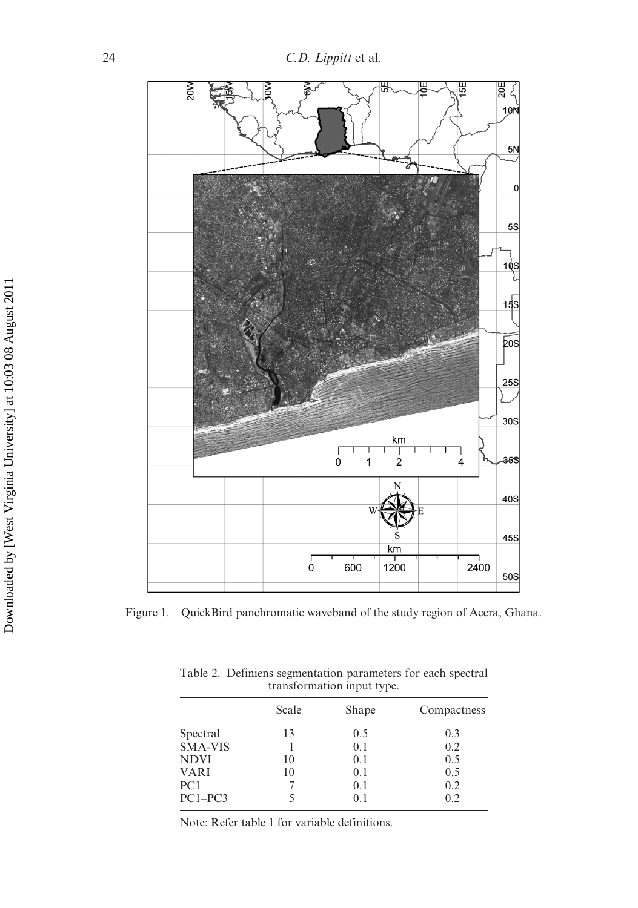Figure 1. QuickBird panchromatic waveband of the study region of Accra, Ghana.

Table 2. Definiens segmentation parameters for each spectral transformation input type.

| | Scale | Shape | Compactness |
|---|---|---|---|
| Spectral | 13 | 0.5 | 0.3 |
| SMA-VIS | 1 | 0.1 | 0.2 |
| NDVI | 10 | 0.1 | 0.5 |
| VARI | 10 | 0.1 | 0.5 |
| PC1 | 7 | 0.1 | 0.2 |
| PC1–PC3 | 5 | 0.1 | 0.2 |

Note: Refer table 1 for variable definitions.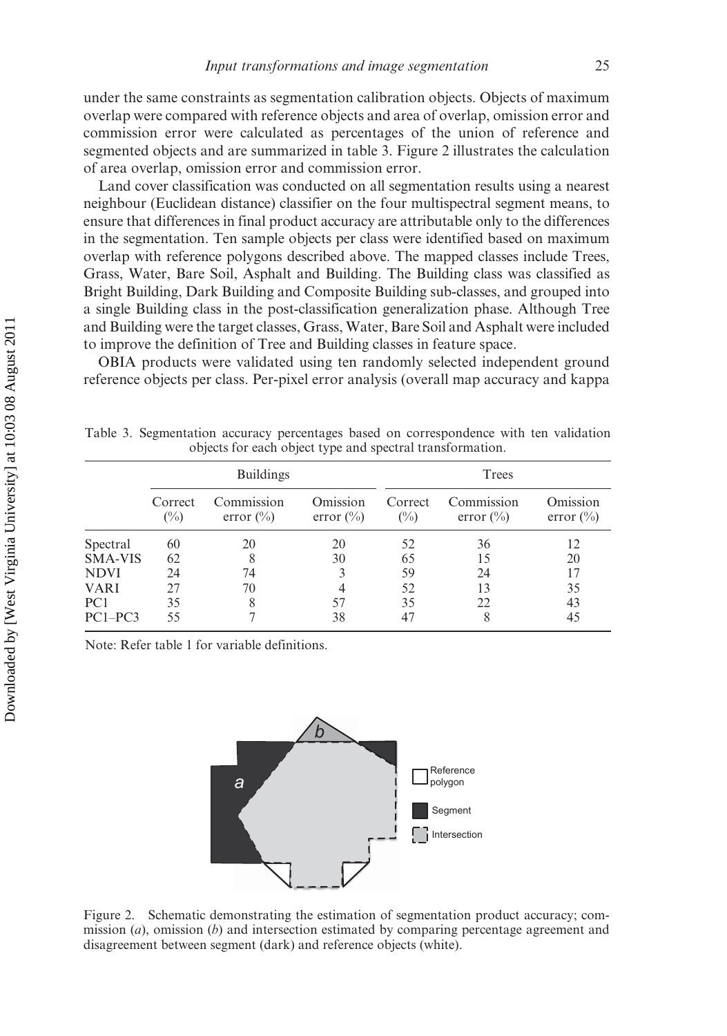under the same constraints as segmentation calibration objects. Objects of maximum overlap were compared with reference objects and area of overlap, omission error and commission error were calculated as percentages of the union of reference and segmented objects and are summarized in table 3. Figure 2 illustrates the calculation of area overlap, omission error and commission error.

Land cover classification was conducted on all segmentation results using a nearest neighbour (Euclidean distance) classifier on the four multispectral segment means, to ensure that differences in final product accuracy are attributable only to the differences in the segmentation. Ten sample objects per class were identified based on maximum overlap with reference polygons described above. The mapped classes include Trees, Grass, Water, Bare Soil, Asphalt and Building. The Building class was classified as Bright Building, Dark Building and Composite Building sub-classes, and grouped into a single Building class in the post-classification generalization phase. Although Tree and Building were the target classes, Grass, Water, Bare Soil and Asphalt were included to improve the definition of Tree and Building classes in feature space.

OBIA products were validated using ten randomly selected independent ground reference objects per class. Per-pixel error analysis (overall map accuracy and kappa

Table 3. Segmentation accuracy percentages based on correspondence with ten validation objects for each object type and spectral transformation.

| | Buildings | | | Trees | | |
|---|---|---|---|---|---|---|
| | Correct (%) | Commission error (%) | Omission error (%) | Correct (%) | Commission error (%) | Omission error (%) |
| Spectral | 60 | 20 | 20 | 52 | 36 | 12 |
| SMA-VIS | 62 | 8 | 30 | 65 | 15 | 20 |
| NDVI | 24 | 74 | 3 | 59 | 24 | 17 |
| VARI | 27 | 70 | 4 | 52 | 13 | 35 |
| PC1 | 35 | 8 | 57 | 35 | 22 | 43 |
| PC1–PC3 | 55 | 7 | 38 | 47 | 8 | 45 |

Note: Refer table 1 for variable definitions.

Figure 2. Schematic demonstrating the estimation of segmentation product accuracy; commission (*a*), omission (*b*) and intersection estimated by comparing percentage agreement and disagreement between segment (dark) and reference objects (white).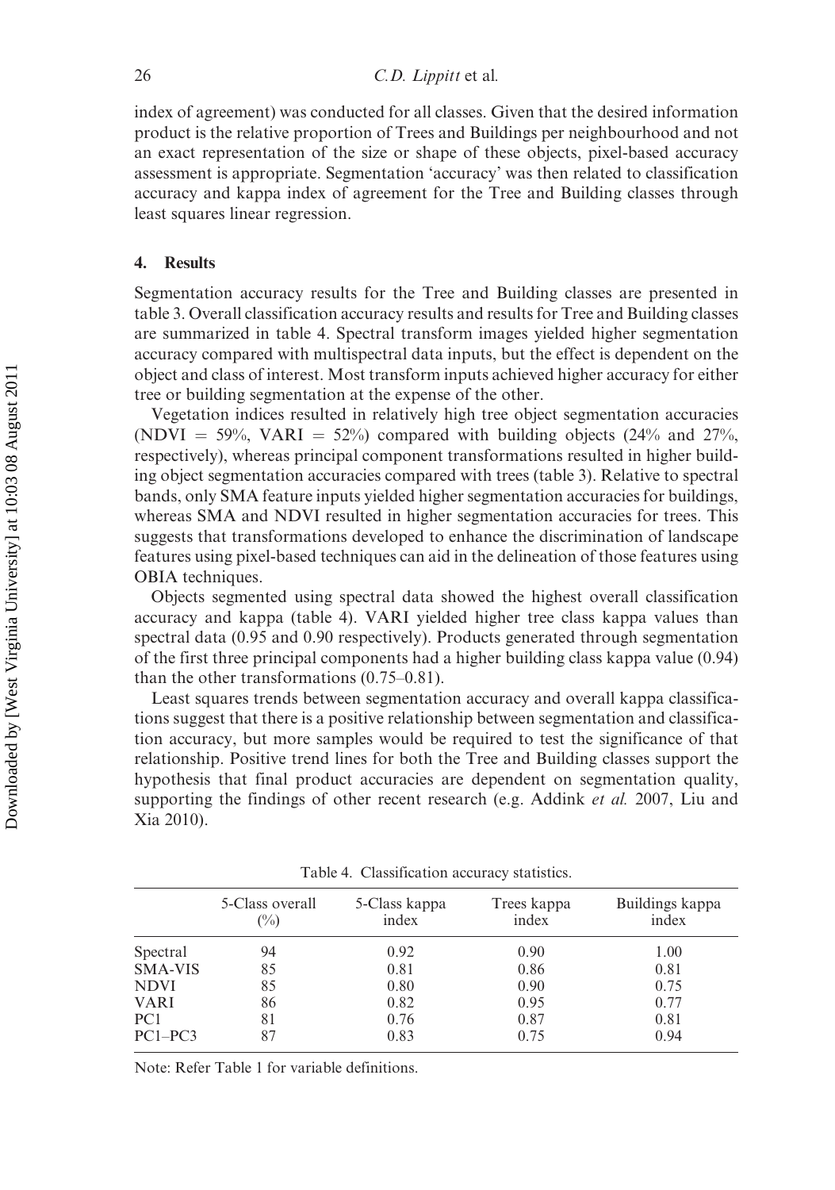index of agreement) was conducted for all classes. Given that the desired information product is the relative proportion of Trees and Buildings per neighbourhood and not an exact representation of the size or shape of these objects, pixel-based accuracy assessment is appropriate. Segmentation 'accuracy' was then related to classification accuracy and kappa index of agreement for the Tree and Building classes through least squares linear regression.

## 4. Results

Segmentation accuracy results for the Tree and Building classes are presented in table 3. Overall classification accuracy results and results for Tree and Building classes are summarized in table 4. Spectral transform images yielded higher segmentation accuracy compared with multispectral data inputs, but the effect is dependent on the object and class of interest. Most transform inputs achieved higher accuracy for either tree or building segmentation at the expense of the other.

Vegetation indices resulted in relatively high tree object segmentation accuracies (NDVI = 59%, VARI = 52%) compared with building objects (24% and 27%, respectively), whereas principal component transformations resulted in higher building object segmentation accuracies compared with trees (table 3). Relative to spectral bands, only SMA feature inputs yielded higher segmentation accuracies for buildings, whereas SMA and NDVI resulted in higher segmentation accuracies for trees. This suggests that transformations developed to enhance the discrimination of landscape features using pixel-based techniques can aid in the delineation of those features using OBIA techniques.

Objects segmented using spectral data showed the highest overall classification accuracy and kappa (table 4). VARI yielded higher tree class kappa values than spectral data (0.95 and 0.90 respectively). Products generated through segmentation of the first three principal components had a higher building class kappa value (0.94) than the other transformations (0.75–0.81).

Least squares trends between segmentation accuracy and overall kappa classifications suggest that there is a positive relationship between segmentation and classification accuracy, but more samples would be required to test the significance of that relationship. Positive trend lines for both the Tree and Building classes support the hypothesis that final product accuracies are dependent on segmentation quality, supporting the findings of other recent research (e.g. Addink *et al.* 2007, Liu and Xia 2010).

Table 4. Classification accuracy statistics.

| | 5-Class overall (%) | 5-Class kappa index | Trees kappa index | Buildings kappa index |
|---|---|---|---|---|
| Spectral | 94 | 0.92 | 0.90 | 1.00 |
| SMA-VIS | 85 | 0.81 | 0.86 | 0.81 |
| NDVI | 85 | 0.80 | 0.90 | 0.75 |
| VARI | 86 | 0.82 | 0.95 | 0.77 |
| PC1 | 81 | 0.76 | 0.87 | 0.81 |
| PC1–PC3 | 87 | 0.83 | 0.75 | 0.94 |

Note: Refer Table 1 for variable definitions.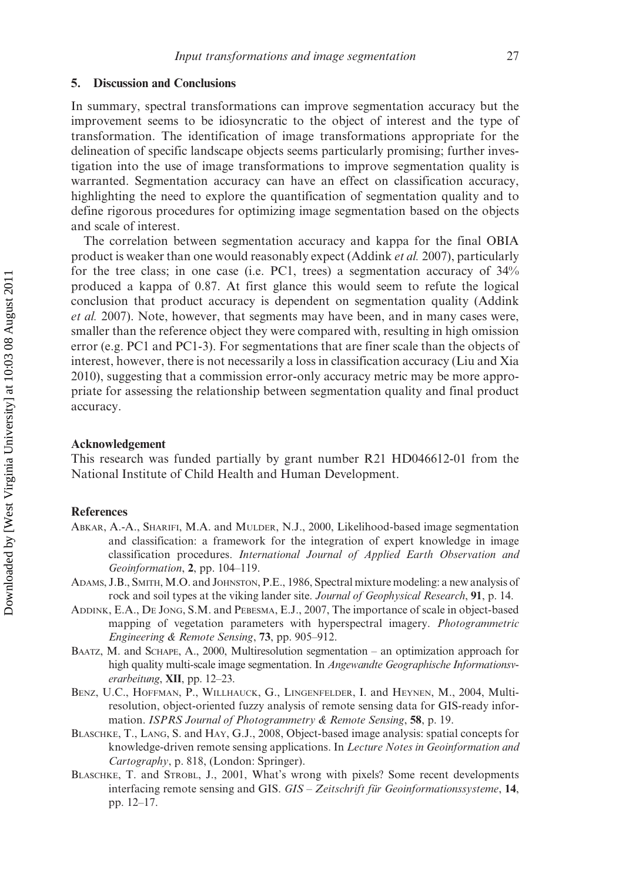## 5. Discussion and Conclusions

In summary, spectral transformations can improve segmentation accuracy but the improvement seems to be idiosyncratic to the object of interest and the type of transformation. The identification of image transformations appropriate for the delineation of specific landscape objects seems particularly promising; further investigation into the use of image transformations to improve segmentation quality is warranted. Segmentation accuracy can have an effect on classification accuracy, highlighting the need to explore the quantification of segmentation quality and to define rigorous procedures for optimizing image segmentation based on the objects and scale of interest.

The correlation between segmentation accuracy and kappa for the final OBIA product is weaker than one would reasonably expect (Addink *et al.* 2007), particularly for the tree class; in one case (i.e. PC1, trees) a segmentation accuracy of 34% produced a kappa of 0.87. At first glance this would seem to refute the logical conclusion that product accuracy is dependent on segmentation quality (Addink *et al.* 2007). Note, however, that segments may have been, and in many cases were, smaller than the reference object they were compared with, resulting in high omission error (e.g. PC1 and PC1-3). For segmentations that are finer scale than the objects of interest, however, there is not necessarily a loss in classification accuracy (Liu and Xia 2010), suggesting that a commission error-only accuracy metric may be more appropriate for assessing the relationship between segmentation quality and final product accuracy.

### Acknowledgement

This research was funded partially by grant number R21 HD046612-01 from the National Institute of Child Health and Human Development.

### References

Abkar, A.-A., Sharifi, M.A. and Mulder, N.J., 2000, Likelihood-based image segmentation and classification: a framework for the integration of expert knowledge in image classification procedures. *International Journal of Applied Earth Observation and Geoinformation*, **2**, pp. 104–119.

Adams, J.B., Smith, M.O. and Johnston, P.E., 1986, Spectral mixture modeling: a new analysis of rock and soil types at the viking lander site. *Journal of Geophysical Research*, **91**, p. 14.

Addink, E.A., De Jong, S.M. and Pebesma, E.J., 2007, The importance of scale in object-based mapping of vegetation parameters with hyperspectral imagery. *Photogrammetric Engineering & Remote Sensing*, **73**, pp. 905–912.

Baatz, M. and Schape, A., 2000, Multiresolution segmentation – an optimization approach for high quality multi-scale image segmentation. In *Angewandte Geographische Informationsverarbeitung*, **XII**, pp. 12–23.

Benz, U.C., Hoffman, P., Willhauck, G., Lingenfelder, I. and Heynen, M., 2004, Multiresolution, object-oriented fuzzy analysis of remote sensing data for GIS-ready information. *ISPRS Journal of Photogrammetry & Remote Sensing*, **58**, p. 19.

Blaschke, T., Lang, S. and Hay, G.J., 2008, Object-based image analysis: spatial concepts for knowledge-driven remote sensing applications. In *Lecture Notes in Geoinformation and Cartography*, p. 818, (London: Springer).

Blaschke, T. and Strobl, J., 2001, What's wrong with pixels? Some recent developments interfacing remote sensing and GIS. *GIS – Zeitschrift für Geoinformationssysteme*, **14**, pp. 12–17.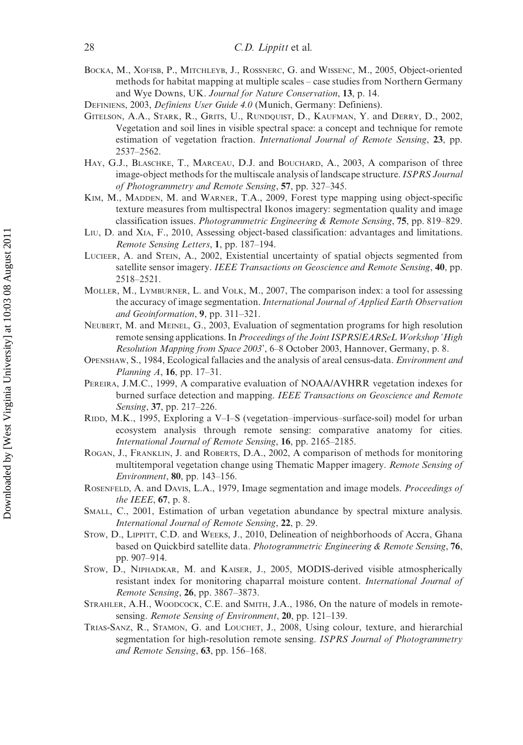Bocka, M., Xofisb, P., Mitchleyb, J., Rossnerc, G. and Wissenc, M., 2005, Object-oriented methods for habitat mapping at multiple scales – case studies from Northern Germany and Wye Downs, UK. *Journal for Nature Conservation*, **13**, p. 14.

Definiens, 2003, *Definiens User Guide 4.0* (Munich, Germany: Definiens).

Gitelson, A.A., Stark, R., Grits, U., Rundquist, D., Kaufman, Y. and Derry, D., 2002, Vegetation and soil lines in visible spectral space: a concept and technique for remote estimation of vegetation fraction. *International Journal of Remote Sensing*, **23**, pp. 2537–2562.

Hay, G.J., Blaschke, T., Marceau, D.J. and Bouchard, A., 2003, A comparison of three image-object methods for the multiscale analysis of landscape structure. *ISPRS Journal of Photogrammetry and Remote Sensing*, **57**, pp. 327–345.

Kim, M., Madden, M. and Warner, T.A., 2009, Forest type mapping using object-specific texture measures from multispectral Ikonos imagery: segmentation quality and image classification issues. *Photogrammetric Engineering & Remote Sensing*, **75**, pp. 819–829.

Liu, D. and Xia, F., 2010, Assessing object-based classification: advantages and limitations. *Remote Sensing Letters*, **1**, pp. 187–194.

Lucieer, A. and Stein, A., 2002, Existential uncertainty of spatial objects segmented from satellite sensor imagery. *IEEE Transactions on Geoscience and Remote Sensing*, **40**, pp. 2518–2521.

Moller, M., Lymburner, L. and Volk, M., 2007, The comparison index: a tool for assessing the accuracy of image segmentation. *International Journal of Applied Earth Observation and Geoinformation*, **9**, pp. 311–321.

Neubert, M. and Meinel, G., 2003, Evaluation of segmentation programs for high resolution remote sensing applications. In *Proceedings of the Joint ISPRS/EARSeL Workshop 'High Resolution Mapping from Space 2003'*, 6–8 October 2003, Hannover, Germany, p. 8.

Openshaw, S., 1984, Ecological fallacies and the analysis of areal census-data. *Environment and Planning A*, **16**, pp. 17–31.

Pereira, J.M.C., 1999, A comparative evaluation of NOAA/AVHRR vegetation indexes for burned surface detection and mapping. *IEEE Transactions on Geoscience and Remote Sensing*, **37**, pp. 217–226.

Ridd, M.K., 1995, Exploring a V–I–S (vegetation–impervious–surface-soil) model for urban ecosystem analysis through remote sensing: comparative anatomy for cities. *International Journal of Remote Sensing*, **16**, pp. 2165–2185.

Rogan, J., Franklin, J. and Roberts, D.A., 2002, A comparison of methods for monitoring multitemporal vegetation change using Thematic Mapper imagery. *Remote Sensing of Environment*, **80**, pp. 143–156.

Rosenfeld, A. and Davis, L.A., 1979, Image segmentation and image models. *Proceedings of the IEEE*, **67**, p. 8.

Small, C., 2001, Estimation of urban vegetation abundance by spectral mixture analysis. *International Journal of Remote Sensing*, **22**, p. 29.

Stow, D., Lippitt, C.D. and Weeks, J., 2010, Delineation of neighborhoods of Accra, Ghana based on Quickbird satellite data. *Photogrammetric Engineering & Remote Sensing*, **76**, pp. 907–914.

Stow, D., Niphadkar, M. and Kaiser, J., 2005, MODIS-derived visible atmospherically resistant index for monitoring chaparral moisture content. *International Journal of Remote Sensing*, **26**, pp. 3867–3873.

Strahler, A.H., Woodcock, C.E. and Smith, J.A., 1986, On the nature of models in remote-sensing. *Remote Sensing of Environment*, **20**, pp. 121–139.

Trias-Sanz, R., Stamon, G. and Louchet, J., 2008, Using colour, texture, and hierarchial segmentation for high-resolution remote sensing. *ISPRS Journal of Photogrammetry and Remote Sensing*, **63**, pp. 156–168.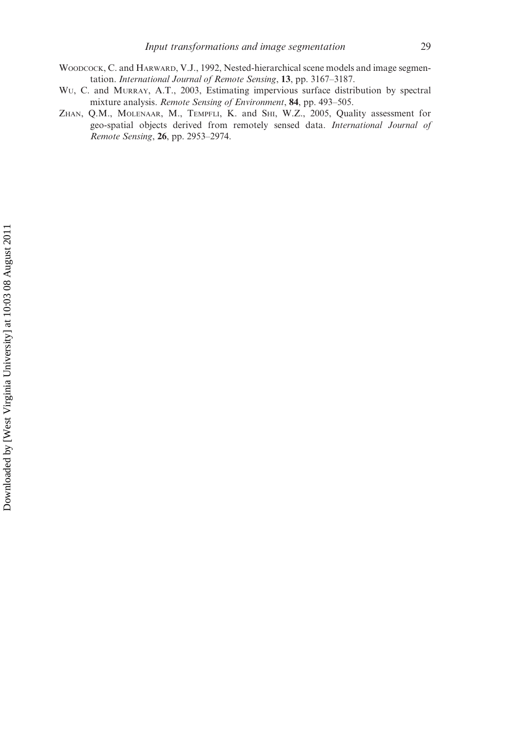WOODCOCK, C. and HARWARD, V.J., 1992, Nested-hierarchical scene models and image segmentation. *International Journal of Remote Sensing*, **13**, pp. 3167–3187.

WU, C. and MURRAY, A.T., 2003, Estimating impervious surface distribution by spectral mixture analysis. *Remote Sensing of Environment*, **84**, pp. 493–505.

ZHAN, Q.M., MOLENAAR, M., TEMPFLI, K. and SHI, W.Z., 2005, Quality assessment for geo-spatial objects derived from remotely sensed data. *International Journal of Remote Sensing*, **26**, pp. 2953–2974.